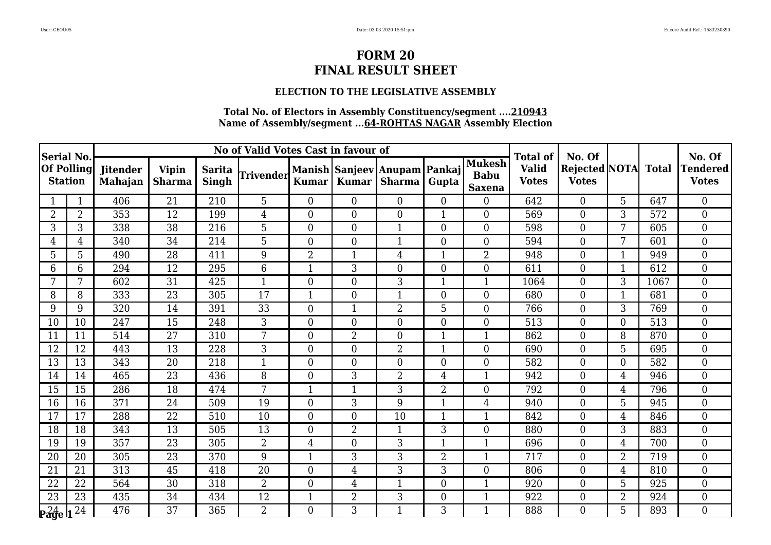# FORM 20

# FINAL RESULT SHEET

### ELECTION TO THE LEGISLATIVE ASSEMBLY

**Total No. of Electors in Assembly Constituency/segment ....210943**

**Name of Assembly/segment ...64-ROHTAS NAGAR Assembly Election**

| Serial No. Of Polling Station | | No of Valid Votes Cast in favour of | | | | | | | | | Total of Valid Votes | No. Of Rejected Votes | NOTA | Total | No. Of Tendered Votes |
|---|---|---|---|---|---|---|---|---|---|---|---|---|---|---|---|
| | | Jitender Mahajan | Vipin Sharma | Sarita Singh | Trivender | Manish Kumar | Sanjeev Kumar | Anupam Sharma | Pankaj Gupta | Mukesh Babu Saxena | | | | | |
| 1 | 1 | 406 | 21 | 210 | 5 | 0 | 0 | 0 | 0 | 0 | 642 | 0 | 5 | 647 | 0 |
| 2 | 2 | 353 | 12 | 199 | 4 | 0 | 0 | 0 | 1 | 0 | 569 | 0 | 3 | 572 | 0 |
| 3 | 3 | 338 | 38 | 216 | 5 | 0 | 0 | 1 | 0 | 0 | 598 | 0 | 7 | 605 | 0 |
| 4 | 4 | 340 | 34 | 214 | 5 | 0 | 0 | 1 | 0 | 0 | 594 | 0 | 7 | 601 | 0 |
| 5 | 5 | 490 | 28 | 411 | 9 | 2 | 1 | 4 | 1 | 2 | 948 | 0 | 1 | 949 | 0 |
| 6 | 6 | 294 | 12 | 295 | 6 | 1 | 3 | 0 | 0 | 0 | 611 | 0 | 1 | 612 | 0 |
| 7 | 7 | 602 | 31 | 425 | 1 | 0 | 0 | 3 | 1 | 1 | 1064 | 0 | 3 | 1067 | 0 |
| 8 | 8 | 333 | 23 | 305 | 17 | 1 | 0 | 1 | 0 | 0 | 680 | 0 | 1 | 681 | 0 |
| 9 | 9 | 320 | 14 | 391 | 33 | 0 | 1 | 2 | 5 | 0 | 766 | 0 | 3 | 769 | 0 |
| 10 | 10 | 247 | 15 | 248 | 3 | 0 | 0 | 0 | 0 | 0 | 513 | 0 | 0 | 513 | 0 |
| 11 | 11 | 514 | 27 | 310 | 7 | 0 | 2 | 0 | 1 | 1 | 862 | 0 | 8 | 870 | 0 |
| 12 | 12 | 443 | 13 | 228 | 3 | 0 | 0 | 2 | 1 | 0 | 690 | 0 | 5 | 695 | 0 |
| 13 | 13 | 343 | 20 | 218 | 1 | 0 | 0 | 0 | 0 | 0 | 582 | 0 | 0 | 582 | 0 |
| 14 | 14 | 465 | 23 | 436 | 8 | 0 | 3 | 2 | 4 | 1 | 942 | 0 | 4 | 946 | 0 |
| 15 | 15 | 286 | 18 | 474 | 7 | 1 | 1 | 3 | 2 | 0 | 792 | 0 | 4 | 796 | 0 |
| 16 | 16 | 371 | 24 | 509 | 19 | 0 | 3 | 9 | 1 | 4 | 940 | 0 | 5 | 945 | 0 |
| 17 | 17 | 288 | 22 | 510 | 10 | 0 | 0 | 10 | 1 | 1 | 842 | 0 | 4 | 846 | 0 |
| 18 | 18 | 343 | 13 | 505 | 13 | 0 | 2 | 1 | 3 | 0 | 880 | 0 | 3 | 883 | 0 |
| 19 | 19 | 357 | 23 | 305 | 2 | 4 | 0 | 3 | 1 | 1 | 696 | 0 | 4 | 700 | 0 |
| 20 | 20 | 305 | 23 | 370 | 9 | 1 | 3 | 3 | 2 | 1 | 717 | 0 | 2 | 719 | 0 |
| 21 | 21 | 313 | 45 | 418 | 20 | 0 | 4 | 3 | 3 | 0 | 806 | 0 | 4 | 810 | 0 |
| 22 | 22 | 564 | 30 | 318 | 2 | 0 | 4 | 1 | 0 | 1 | 920 | 0 | 5 | 925 | 0 |
| 23 | 23 | 435 | 34 | 434 | 12 | 1 | 2 | 3 | 0 | 1 | 922 | 0 | 2 | 924 | 0 |
| 24 | 24 | 476 | 37 | 365 | 2 | 0 | 3 | 1 | 3 | 1 | 888 | 0 | 5 | 893 | 0 |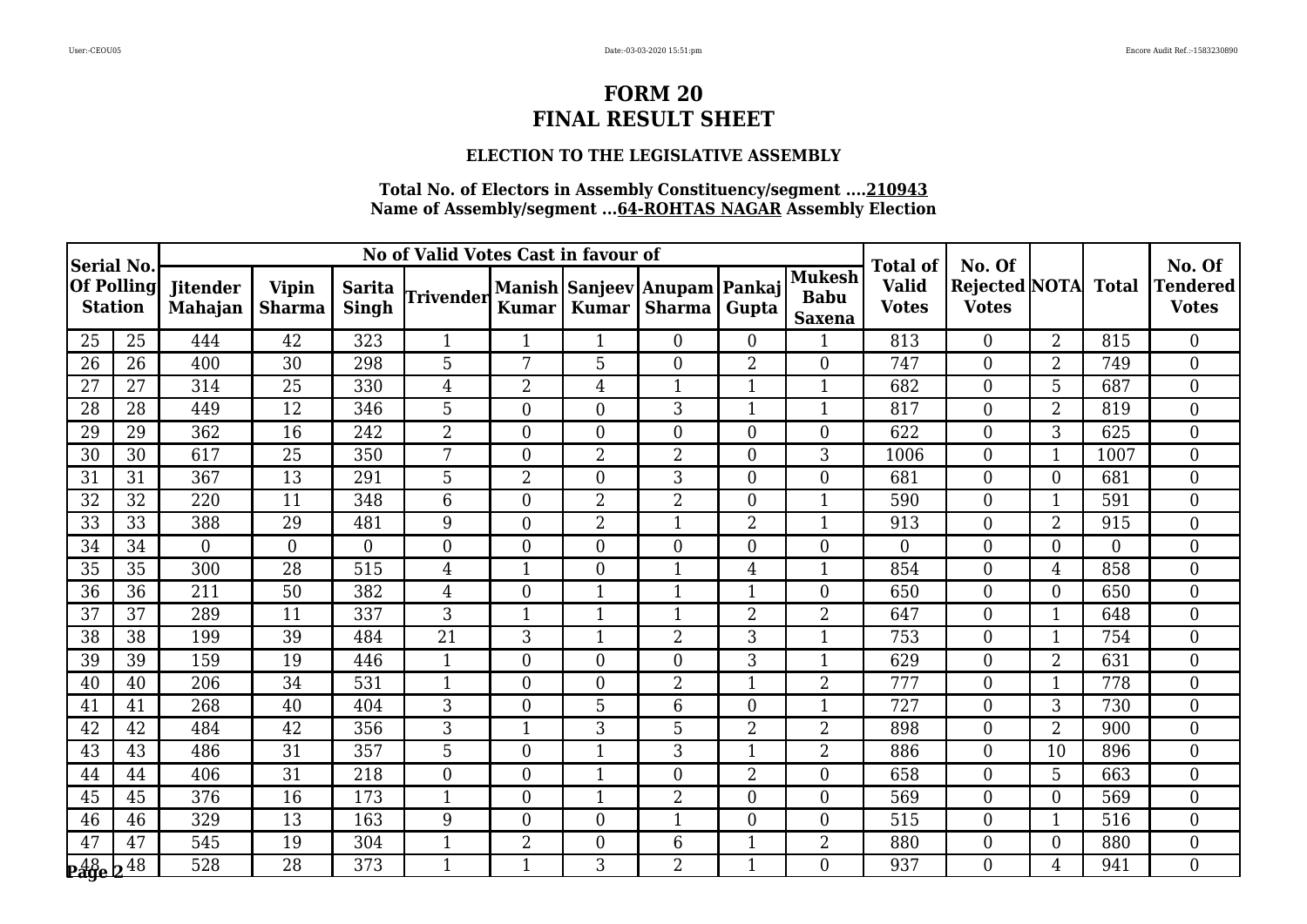# FORM 20
# FINAL RESULT SHEET

### ELECTION TO THE LEGISLATIVE ASSEMBLY

**Total No. of Electors in Assembly Constituency/segment ....210943**
**Name of Assembly/segment ...64-ROHTAS NAGAR Assembly Election**

| Serial No. Of Polling Station | | No of Valid Votes Cast in favour of | | | | | | | | | Total of Valid Votes | No. Of Rejected Votes | NOTA | Total | No. Of Tendered Votes |
|---|---|---|---|---|---|---|---|---|---|---|---|---|---|---|---|
| | | Jitender Mahajan | Vipin Sharma | Sarita Singh | Trivender | Manish Kumar | Sanjeev Kumar | Anupam Sharma | Pankaj Gupta | Mukesh Babu Saxena | | | | | |
| 25 | 25 | 444 | 42 | 323 | 1 | 1 | 1 | 0 | 0 | 1 | 813 | 0 | 2 | 815 | 0 |
| 26 | 26 | 400 | 30 | 298 | 5 | 7 | 5 | 0 | 2 | 0 | 747 | 0 | 2 | 749 | 0 |
| 27 | 27 | 314 | 25 | 330 | 4 | 2 | 4 | 1 | 1 | 1 | 682 | 0 | 5 | 687 | 0 |
| 28 | 28 | 449 | 12 | 346 | 5 | 0 | 0 | 3 | 1 | 1 | 817 | 0 | 2 | 819 | 0 |
| 29 | 29 | 362 | 16 | 242 | 2 | 0 | 0 | 0 | 0 | 0 | 622 | 0 | 3 | 625 | 0 |
| 30 | 30 | 617 | 25 | 350 | 7 | 0 | 2 | 2 | 0 | 3 | 1006 | 0 | 1 | 1007 | 0 |
| 31 | 31 | 367 | 13 | 291 | 5 | 2 | 0 | 3 | 0 | 0 | 681 | 0 | 0 | 681 | 0 |
| 32 | 32 | 220 | 11 | 348 | 6 | 0 | 2 | 2 | 0 | 1 | 590 | 0 | 1 | 591 | 0 |
| 33 | 33 | 388 | 29 | 481 | 9 | 0 | 2 | 1 | 2 | 1 | 913 | 0 | 2 | 915 | 0 |
| 34 | 34 | 0 | 0 | 0 | 0 | 0 | 0 | 0 | 0 | 0 | 0 | 0 | 0 | 0 | 0 |
| 35 | 35 | 300 | 28 | 515 | 4 | 1 | 0 | 1 | 4 | 1 | 854 | 0 | 4 | 858 | 0 |
| 36 | 36 | 211 | 50 | 382 | 4 | 0 | 1 | 1 | 1 | 0 | 650 | 0 | 0 | 650 | 0 |
| 37 | 37 | 289 | 11 | 337 | 3 | 1 | 1 | 1 | 2 | 2 | 647 | 0 | 1 | 648 | 0 |
| 38 | 38 | 199 | 39 | 484 | 21 | 3 | 1 | 2 | 3 | 1 | 753 | 0 | 1 | 754 | 0 |
| 39 | 39 | 159 | 19 | 446 | 1 | 0 | 0 | 0 | 3 | 1 | 629 | 0 | 2 | 631 | 0 |
| 40 | 40 | 206 | 34 | 531 | 1 | 0 | 0 | 2 | 1 | 2 | 777 | 0 | 1 | 778 | 0 |
| 41 | 41 | 268 | 40 | 404 | 3 | 0 | 5 | 6 | 0 | 1 | 727 | 0 | 3 | 730 | 0 |
| 42 | 42 | 484 | 42 | 356 | 3 | 1 | 3 | 5 | 2 | 2 | 898 | 0 | 2 | 900 | 0 |
| 43 | 43 | 486 | 31 | 357 | 5 | 0 | 1 | 3 | 1 | 2 | 886 | 0 | 10 | 896 | 0 |
| 44 | 44 | 406 | 31 | 218 | 0 | 0 | 1 | 0 | 2 | 0 | 658 | 0 | 5 | 663 | 0 |
| 45 | 45 | 376 | 16 | 173 | 1 | 0 | 1 | 2 | 0 | 0 | 569 | 0 | 0 | 569 | 0 |
| 46 | 46 | 329 | 13 | 163 | 9 | 0 | 0 | 1 | 0 | 0 | 515 | 0 | 1 | 516 | 0 |
| 47 | 47 | 545 | 19 | 304 | 1 | 2 | 0 | 6 | 1 | 2 | 880 | 0 | 0 | 880 | 0 |
| 48 | 48 | 528 | 28 | 373 | 1 | 1 | 3 | 2 | 1 | 0 | 937 | 0 | 4 | 941 | 0 |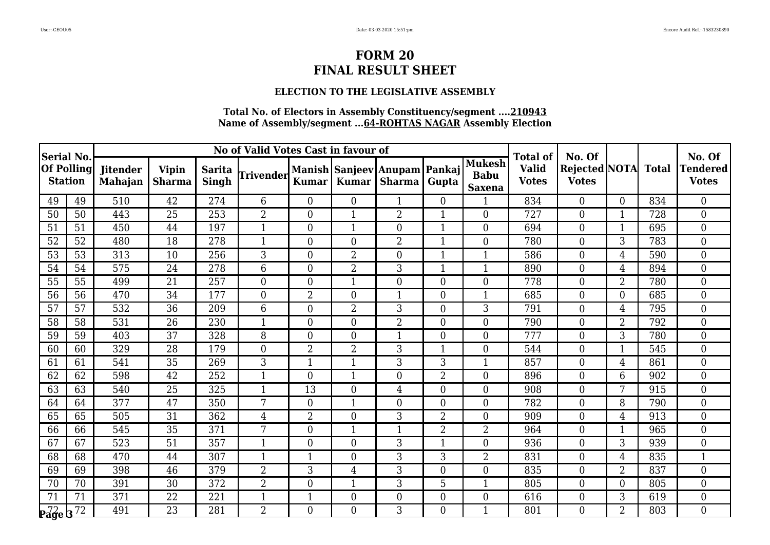# FORM 20
# FINAL RESULT SHEET

### ELECTION TO THE LEGISLATIVE ASSEMBLY

**Total No. of Electors in Assembly Constituency/segment ....210943**
**Name of Assembly/segment ...64-ROHTAS NAGAR Assembly Election**

| Serial No. Of Polling Station | | No of Valid Votes Cast in favour of | | | | | | | | | Total of Valid Votes | No. Of Rejected Votes | NOTA | Total | No. Of Tendered Votes |
|---|---|---|---|---|---|---|---|---|---|---|---|---|---|---|---|
| | | Jitender Mahajan | Vipin Sharma | Sarita Singh | Trivender | Manish Kumar | Sanjeev Kumar | Anupam Sharma | Pankaj Gupta | Mukesh Babu Saxena | | | | | |
| 49 | 49 | 510 | 42 | 274 | 6 | 0 | 0 | 1 | 0 | 1 | 834 | 0 | 0 | 834 | 0 |
| 50 | 50 | 443 | 25 | 253 | 2 | 0 | 1 | 2 | 1 | 0 | 727 | 0 | 1 | 728 | 0 |
| 51 | 51 | 450 | 44 | 197 | 1 | 0 | 1 | 0 | 1 | 0 | 694 | 0 | 1 | 695 | 0 |
| 52 | 52 | 480 | 18 | 278 | 1 | 0 | 0 | 2 | 1 | 0 | 780 | 0 | 3 | 783 | 0 |
| 53 | 53 | 313 | 10 | 256 | 3 | 0 | 2 | 0 | 1 | 1 | 586 | 0 | 4 | 590 | 0 |
| 54 | 54 | 575 | 24 | 278 | 6 | 0 | 2 | 3 | 1 | 1 | 890 | 0 | 4 | 894 | 0 |
| 55 | 55 | 499 | 21 | 257 | 0 | 0 | 1 | 0 | 0 | 0 | 778 | 0 | 2 | 780 | 0 |
| 56 | 56 | 470 | 34 | 177 | 0 | 2 | 0 | 1 | 0 | 1 | 685 | 0 | 0 | 685 | 0 |
| 57 | 57 | 532 | 36 | 209 | 6 | 0 | 2 | 3 | 0 | 3 | 791 | 0 | 4 | 795 | 0 |
| 58 | 58 | 531 | 26 | 230 | 1 | 0 | 0 | 2 | 0 | 0 | 790 | 0 | 2 | 792 | 0 |
| 59 | 59 | 403 | 37 | 328 | 8 | 0 | 0 | 1 | 0 | 0 | 777 | 0 | 3 | 780 | 0 |
| 60 | 60 | 329 | 28 | 179 | 0 | 2 | 2 | 3 | 1 | 0 | 544 | 0 | 1 | 545 | 0 |
| 61 | 61 | 541 | 35 | 269 | 3 | 1 | 1 | 3 | 3 | 1 | 857 | 0 | 4 | 861 | 0 |
| 62 | 62 | 598 | 42 | 252 | 1 | 0 | 1 | 0 | 2 | 0 | 896 | 0 | 6 | 902 | 0 |
| 63 | 63 | 540 | 25 | 325 | 1 | 13 | 0 | 4 | 0 | 0 | 908 | 0 | 7 | 915 | 0 |
| 64 | 64 | 377 | 47 | 350 | 7 | 0 | 1 | 0 | 0 | 0 | 782 | 0 | 8 | 790 | 0 |
| 65 | 65 | 505 | 31 | 362 | 4 | 2 | 0 | 3 | 2 | 0 | 909 | 0 | 4 | 913 | 0 |
| 66 | 66 | 545 | 35 | 371 | 7 | 0 | 1 | 1 | 2 | 2 | 964 | 0 | 1 | 965 | 0 |
| 67 | 67 | 523 | 51 | 357 | 1 | 0 | 0 | 3 | 1 | 0 | 936 | 0 | 3 | 939 | 0 |
| 68 | 68 | 470 | 44 | 307 | 1 | 1 | 0 | 3 | 3 | 2 | 831 | 0 | 4 | 835 | 1 |
| 69 | 69 | 398 | 46 | 379 | 2 | 3 | 4 | 3 | 0 | 0 | 835 | 0 | 2 | 837 | 0 |
| 70 | 70 | 391 | 30 | 372 | 2 | 0 | 1 | 3 | 5 | 1 | 805 | 0 | 0 | 805 | 0 |
| 71 | 71 | 371 | 22 | 221 | 1 | 1 | 0 | 0 | 0 | 0 | 616 | 0 | 3 | 619 | 0 |
| 72 | 72 | 491 | 23 | 281 | 2 | 0 | 0 | 3 | 0 | 1 | 801 | 0 | 2 | 803 | 0 |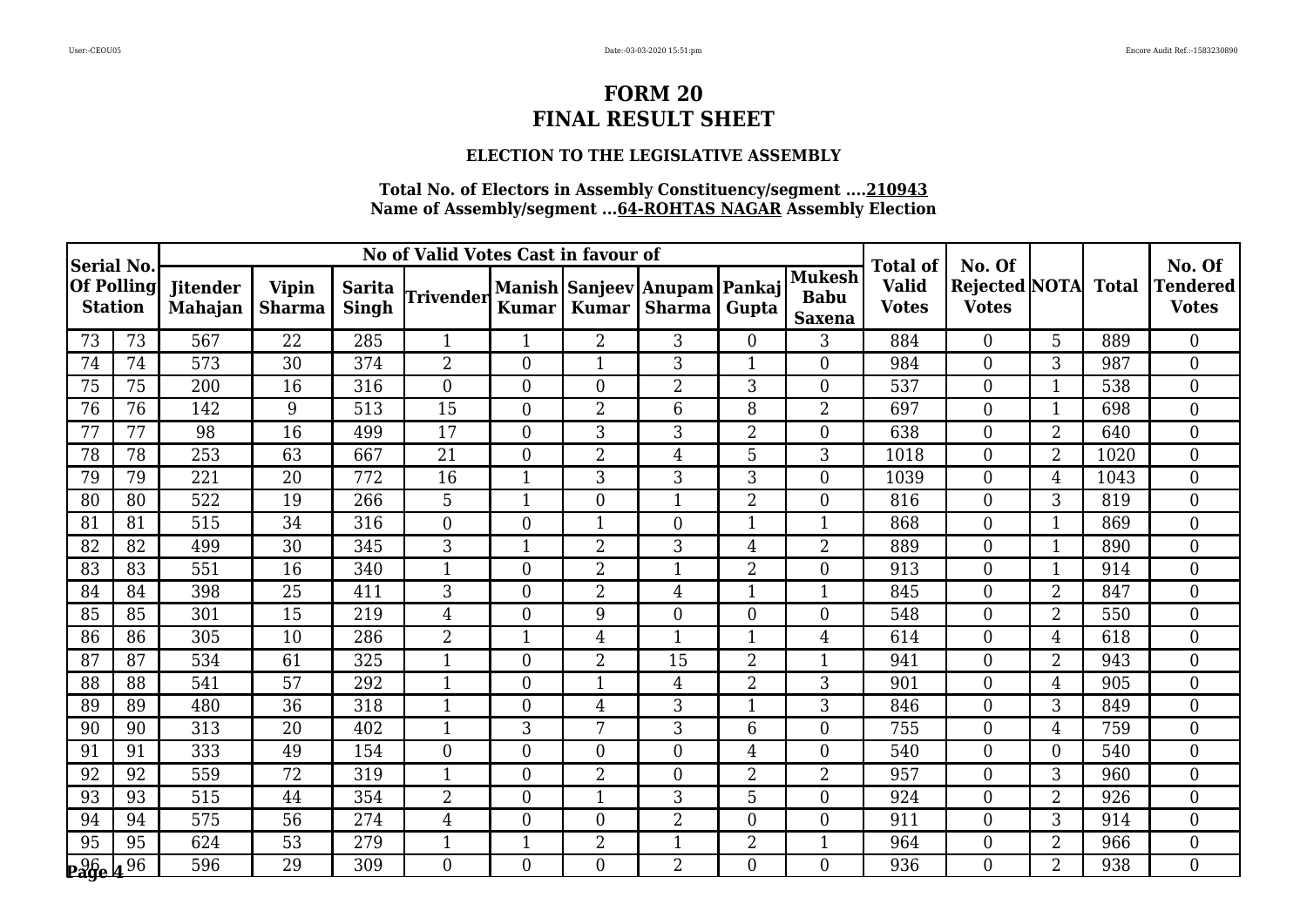# FORM 20
# FINAL RESULT SHEET

### ELECTION TO THE LEGISLATIVE ASSEMBLY

**Total No. of Electors in Assembly Constituency/segment ....210943**
**Name of Assembly/segment ...64-ROHTAS NAGAR Assembly Election**

| Serial No. Of Polling Station | | No of Valid Votes Cast in favour of | | | | | | | | | Total of Valid Votes | No. Of Rejected Votes | NOTA | Total | No. Of Tendered Votes |
|---|---|---|---|---|---|---|---|---|---|---|---|---|---|---|---|
| | | Jitender Mahajan | Vipin Sharma | Sarita Singh | Trivender | Manish Kumar | Sanjeev Kumar | Anupam Sharma | Pankaj Gupta | Mukesh Babu Saxena | | | | | |
| 73 | 73 | 567 | 22 | 285 | 1 | 1 | 2 | 3 | 0 | 3 | 884 | 0 | 5 | 889 | 0 |
| 74 | 74 | 573 | 30 | 374 | 2 | 0 | 1 | 3 | 1 | 0 | 984 | 0 | 3 | 987 | 0 |
| 75 | 75 | 200 | 16 | 316 | 0 | 0 | 0 | 2 | 3 | 0 | 537 | 0 | 1 | 538 | 0 |
| 76 | 76 | 142 | 9 | 513 | 15 | 0 | 2 | 6 | 8 | 2 | 697 | 0 | 1 | 698 | 0 |
| 77 | 77 | 98 | 16 | 499 | 17 | 0 | 3 | 3 | 2 | 0 | 638 | 0 | 2 | 640 | 0 |
| 78 | 78 | 253 | 63 | 667 | 21 | 0 | 2 | 4 | 5 | 3 | 1018 | 0 | 2 | 1020 | 0 |
| 79 | 79 | 221 | 20 | 772 | 16 | 1 | 3 | 3 | 3 | 0 | 1039 | 0 | 4 | 1043 | 0 |
| 80 | 80 | 522 | 19 | 266 | 5 | 1 | 0 | 1 | 2 | 0 | 816 | 0 | 3 | 819 | 0 |
| 81 | 81 | 515 | 34 | 316 | 0 | 0 | 1 | 0 | 1 | 1 | 868 | 0 | 1 | 869 | 0 |
| 82 | 82 | 499 | 30 | 345 | 3 | 1 | 2 | 3 | 4 | 2 | 889 | 0 | 1 | 890 | 0 |
| 83 | 83 | 551 | 16 | 340 | 1 | 0 | 2 | 1 | 2 | 0 | 913 | 0 | 1 | 914 | 0 |
| 84 | 84 | 398 | 25 | 411 | 3 | 0 | 2 | 4 | 1 | 1 | 845 | 0 | 2 | 847 | 0 |
| 85 | 85 | 301 | 15 | 219 | 4 | 0 | 9 | 0 | 0 | 0 | 548 | 0 | 2 | 550 | 0 |
| 86 | 86 | 305 | 10 | 286 | 2 | 1 | 4 | 1 | 1 | 4 | 614 | 0 | 4 | 618 | 0 |
| 87 | 87 | 534 | 61 | 325 | 1 | 0 | 2 | 15 | 2 | 1 | 941 | 0 | 2 | 943 | 0 |
| 88 | 88 | 541 | 57 | 292 | 1 | 0 | 1 | 4 | 2 | 3 | 901 | 0 | 4 | 905 | 0 |
| 89 | 89 | 480 | 36 | 318 | 1 | 0 | 4 | 3 | 1 | 3 | 846 | 0 | 3 | 849 | 0 |
| 90 | 90 | 313 | 20 | 402 | 1 | 3 | 7 | 3 | 6 | 0 | 755 | 0 | 4 | 759 | 0 |
| 91 | 91 | 333 | 49 | 154 | 0 | 0 | 0 | 0 | 4 | 0 | 540 | 0 | 0 | 540 | 0 |
| 92 | 92 | 559 | 72 | 319 | 1 | 0 | 2 | 0 | 2 | 2 | 957 | 0 | 3 | 960 | 0 |
| 93 | 93 | 515 | 44 | 354 | 2 | 0 | 1 | 3 | 5 | 0 | 924 | 0 | 2 | 926 | 0 |
| 94 | 94 | 575 | 56 | 274 | 4 | 0 | 0 | 2 | 0 | 0 | 911 | 0 | 3 | 914 | 0 |
| 95 | 95 | 624 | 53 | 279 | 1 | 1 | 2 | 1 | 2 | 1 | 964 | 0 | 2 | 966 | 0 |
| 96 | 96 | 596 | 29 | 309 | 0 | 0 | 0 | 2 | 0 | 0 | 936 | 0 | 2 | 938 | 0 |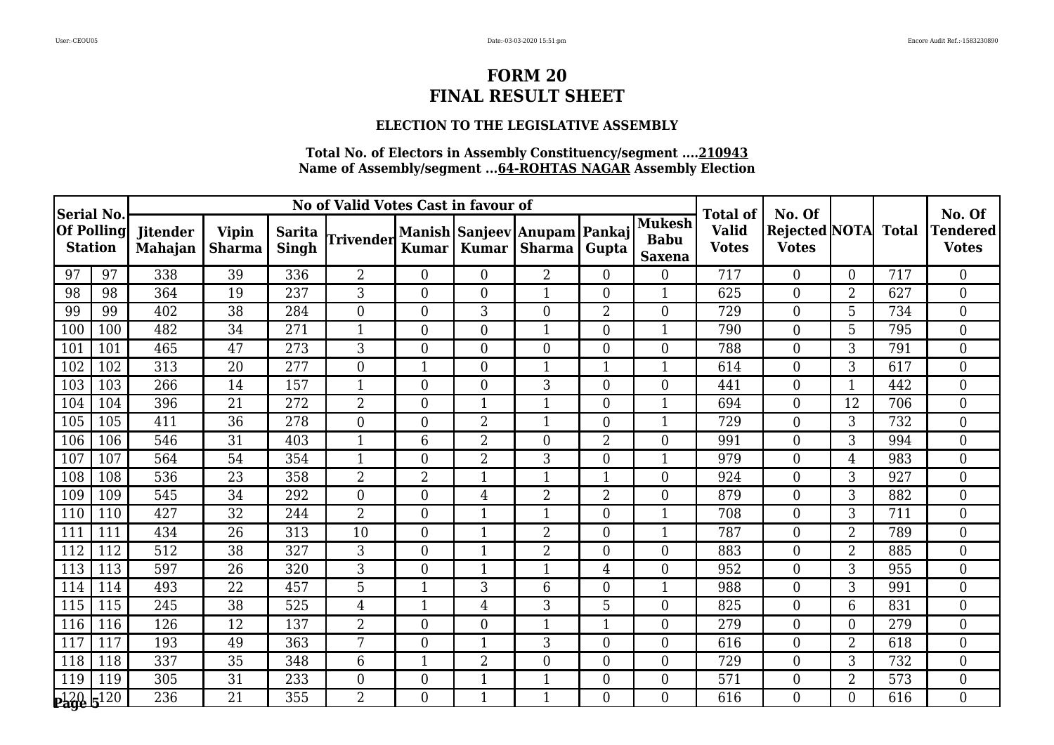# FORM 20
# FINAL RESULT SHEET

### ELECTION TO THE LEGISLATIVE ASSEMBLY

**Total No. of Electors in Assembly Constituency/segment ....210943**
**Name of Assembly/segment ...64-ROHTAS NAGAR Assembly Election**

| Serial No. Of Polling Station | | No of Valid Votes Cast in favour of | | | | | | | | | Total of Valid Votes | No. Of Rejected Votes | NOTA | Total | No. Of Tendered Votes |
|---|---|---|---|---|---|---|---|---|---|---|---|---|---|---|---|
| | | Jitender Mahajan | Vipin Sharma | Sarita Singh | Trivender | Manish Kumar | Sanjeev Kumar | Anupam Sharma | Pankaj Gupta | Mukesh Babu Saxena | | | | | |
| 97 | 97 | 338 | 39 | 336 | 2 | 0 | 0 | 2 | 0 | 0 | 717 | 0 | 0 | 717 | 0 |
| 98 | 98 | 364 | 19 | 237 | 3 | 0 | 0 | 1 | 0 | 1 | 625 | 0 | 2 | 627 | 0 |
| 99 | 99 | 402 | 38 | 284 | 0 | 0 | 3 | 0 | 2 | 0 | 729 | 0 | 5 | 734 | 0 |
| 100 | 100 | 482 | 34 | 271 | 1 | 0 | 0 | 1 | 0 | 1 | 790 | 0 | 5 | 795 | 0 |
| 101 | 101 | 465 | 47 | 273 | 3 | 0 | 0 | 0 | 0 | 0 | 788 | 0 | 3 | 791 | 0 |
| 102 | 102 | 313 | 20 | 277 | 0 | 1 | 0 | 1 | 1 | 1 | 614 | 0 | 3 | 617 | 0 |
| 103 | 103 | 266 | 14 | 157 | 1 | 0 | 0 | 3 | 0 | 0 | 441 | 0 | 1 | 442 | 0 |
| 104 | 104 | 396 | 21 | 272 | 2 | 0 | 1 | 1 | 0 | 1 | 694 | 0 | 12 | 706 | 0 |
| 105 | 105 | 411 | 36 | 278 | 0 | 0 | 2 | 1 | 0 | 1 | 729 | 0 | 3 | 732 | 0 |
| 106 | 106 | 546 | 31 | 403 | 1 | 6 | 2 | 0 | 2 | 0 | 991 | 0 | 3 | 994 | 0 |
| 107 | 107 | 564 | 54 | 354 | 1 | 0 | 2 | 3 | 0 | 1 | 979 | 0 | 4 | 983 | 0 |
| 108 | 108 | 536 | 23 | 358 | 2 | 2 | 1 | 1 | 1 | 0 | 924 | 0 | 3 | 927 | 0 |
| 109 | 109 | 545 | 34 | 292 | 0 | 0 | 4 | 2 | 2 | 0 | 879 | 0 | 3 | 882 | 0 |
| 110 | 110 | 427 | 32 | 244 | 2 | 0 | 1 | 1 | 0 | 1 | 708 | 0 | 3 | 711 | 0 |
| 111 | 111 | 434 | 26 | 313 | 10 | 0 | 1 | 2 | 0 | 1 | 787 | 0 | 2 | 789 | 0 |
| 112 | 112 | 512 | 38 | 327 | 3 | 0 | 1 | 2 | 0 | 0 | 883 | 0 | 2 | 885 | 0 |
| 113 | 113 | 597 | 26 | 320 | 3 | 0 | 1 | 1 | 4 | 0 | 952 | 0 | 3 | 955 | 0 |
| 114 | 114 | 493 | 22 | 457 | 5 | 1 | 3 | 6 | 0 | 1 | 988 | 0 | 3 | 991 | 0 |
| 115 | 115 | 245 | 38 | 525 | 4 | 1 | 4 | 3 | 5 | 0 | 825 | 0 | 6 | 831 | 0 |
| 116 | 116 | 126 | 12 | 137 | 2 | 0 | 0 | 1 | 1 | 0 | 279 | 0 | 0 | 279 | 0 |
| 117 | 117 | 193 | 49 | 363 | 7 | 0 | 1 | 3 | 0 | 0 | 616 | 0 | 2 | 618 | 0 |
| 118 | 118 | 337 | 35 | 348 | 6 | 1 | 2 | 0 | 0 | 0 | 729 | 0 | 3 | 732 | 0 |
| 119 | 119 | 305 | 31 | 233 | 0 | 0 | 1 | 1 | 0 | 0 | 571 | 0 | 2 | 573 | 0 |
| 120 | 120 | 236 | 21 | 355 | 2 | 0 | 1 | 1 | 0 | 0 | 616 | 0 | 0 | 616 | 0 |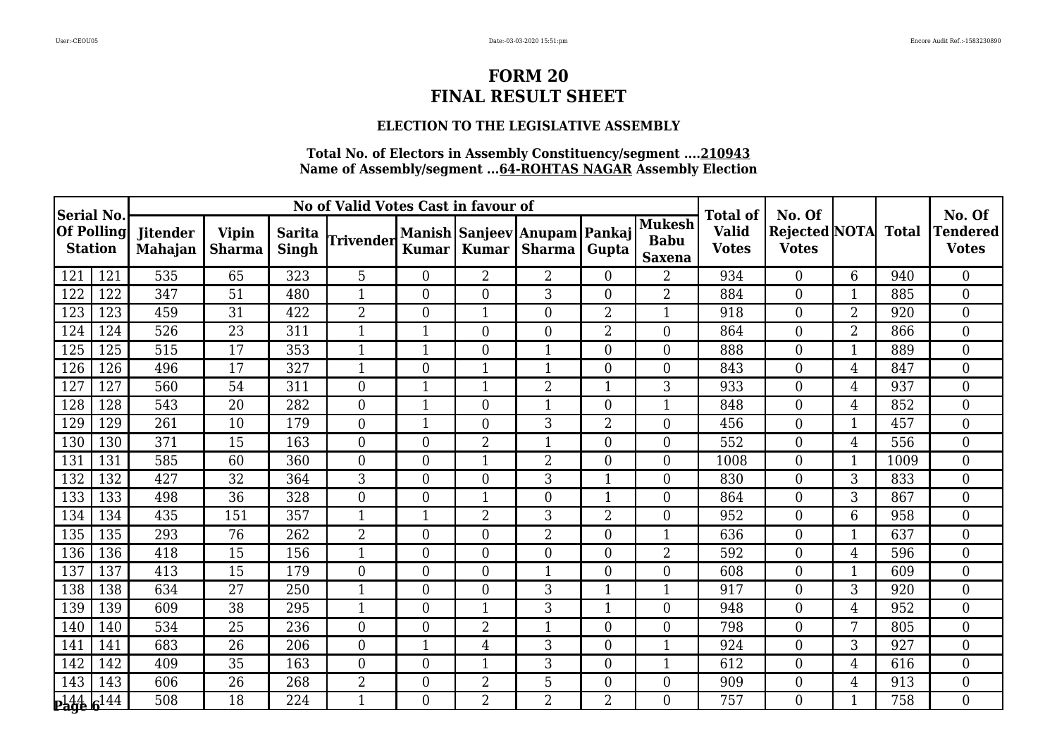# FORM 20
# FINAL RESULT SHEET

### ELECTION TO THE LEGISLATIVE ASSEMBLY

**Total No. of Electors in Assembly Constituency/segment ....210943**
**Name of Assembly/segment ...64-ROHTAS NAGAR Assembly Election**

| Serial No. Of Polling Station | | No of Valid Votes Cast in favour of | | | | | | | | | Total of Valid Votes | No. Of Rejected Votes | NOTA | Total | No. Of Tendered Votes |
|---|---|---|---|---|---|---|---|---|---|---|---|---|---|---|---|
| | | Jitender Mahajan | Vipin Sharma | Sarita Singh | Trivender | Manish Kumar | Sanjeev Kumar | Anupam Sharma | Pankaj Gupta | Mukesh Babu Saxena | | | | | |
| 121 | 121 | 535 | 65 | 323 | 5 | 0 | 2 | 2 | 0 | 2 | 934 | 0 | 6 | 940 | 0 |
| 122 | 122 | 347 | 51 | 480 | 1 | 0 | 0 | 3 | 0 | 2 | 884 | 0 | 1 | 885 | 0 |
| 123 | 123 | 459 | 31 | 422 | 2 | 0 | 1 | 0 | 2 | 1 | 918 | 0 | 2 | 920 | 0 |
| 124 | 124 | 526 | 23 | 311 | 1 | 1 | 0 | 0 | 2 | 0 | 864 | 0 | 2 | 866 | 0 |
| 125 | 125 | 515 | 17 | 353 | 1 | 1 | 0 | 1 | 0 | 0 | 888 | 0 | 1 | 889 | 0 |
| 126 | 126 | 496 | 17 | 327 | 1 | 0 | 1 | 1 | 0 | 0 | 843 | 0 | 4 | 847 | 0 |
| 127 | 127 | 560 | 54 | 311 | 0 | 1 | 1 | 2 | 1 | 3 | 933 | 0 | 4 | 937 | 0 |
| 128 | 128 | 543 | 20 | 282 | 0 | 1 | 0 | 1 | 0 | 1 | 848 | 0 | 4 | 852 | 0 |
| 129 | 129 | 261 | 10 | 179 | 0 | 1 | 0 | 3 | 2 | 0 | 456 | 0 | 1 | 457 | 0 |
| 130 | 130 | 371 | 15 | 163 | 0 | 0 | 2 | 1 | 0 | 0 | 552 | 0 | 4 | 556 | 0 |
| 131 | 131 | 585 | 60 | 360 | 0 | 0 | 1 | 2 | 0 | 0 | 1008 | 0 | 1 | 1009 | 0 |
| 132 | 132 | 427 | 32 | 364 | 3 | 0 | 0 | 3 | 1 | 0 | 830 | 0 | 3 | 833 | 0 |
| 133 | 133 | 498 | 36 | 328 | 0 | 0 | 1 | 0 | 1 | 0 | 864 | 0 | 3 | 867 | 0 |
| 134 | 134 | 435 | 151 | 357 | 1 | 1 | 2 | 3 | 2 | 0 | 952 | 0 | 6 | 958 | 0 |
| 135 | 135 | 293 | 76 | 262 | 2 | 0 | 0 | 2 | 0 | 1 | 636 | 0 | 1 | 637 | 0 |
| 136 | 136 | 418 | 15 | 156 | 1 | 0 | 0 | 0 | 0 | 2 | 592 | 0 | 4 | 596 | 0 |
| 137 | 137 | 413 | 15 | 179 | 0 | 0 | 0 | 1 | 0 | 0 | 608 | 0 | 1 | 609 | 0 |
| 138 | 138 | 634 | 27 | 250 | 1 | 0 | 0 | 3 | 1 | 1 | 917 | 0 | 3 | 920 | 0 |
| 139 | 139 | 609 | 38 | 295 | 1 | 0 | 1 | 3 | 1 | 0 | 948 | 0 | 4 | 952 | 0 |
| 140 | 140 | 534 | 25 | 236 | 0 | 0 | 2 | 1 | 0 | 0 | 798 | 0 | 7 | 805 | 0 |
| 141 | 141 | 683 | 26 | 206 | 0 | 1 | 4 | 3 | 0 | 1 | 924 | 0 | 3 | 927 | 0 |
| 142 | 142 | 409 | 35 | 163 | 0 | 0 | 1 | 3 | 0 | 1 | 612 | 0 | 4 | 616 | 0 |
| 143 | 143 | 606 | 26 | 268 | 2 | 0 | 2 | 5 | 0 | 0 | 909 | 0 | 4 | 913 | 0 |
| 144 | 144 | 508 | 18 | 224 | 1 | 0 | 2 | 2 | 2 | 0 | 757 | 0 | 1 | 758 | 0 |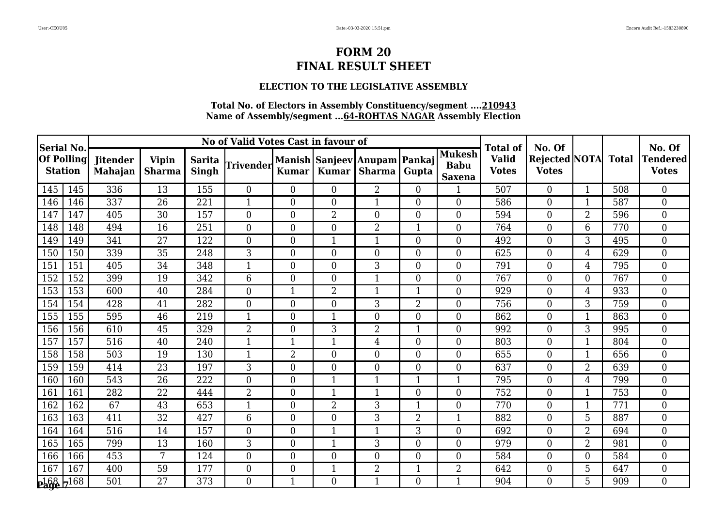# FORM 20
# FINAL RESULT SHEET

### ELECTION TO THE LEGISLATIVE ASSEMBLY

**Total No. of Electors in Assembly Constituency/segment ....210943**
**Name of Assembly/segment ...64-ROHTAS NAGAR Assembly Election**

| Serial No. Of Polling Station | | No of Valid Votes Cast in favour of | | | | | | | | | Total of Valid Votes | No. Of Rejected Votes | NOTA | Total | No. Of Tendered Votes |
|---|---|---|---|---|---|---|---|---|---|---|---|---|---|---|---|
| | | Jitender Mahajan | Vipin Sharma | Sarita Singh | Trivender | Manish Kumar | Sanjeev Kumar | Anupam Sharma | Pankaj Gupta | Mukesh Babu Saxena | | | | | |
| 145 | 145 | 336 | 13 | 155 | 0 | 0 | 0 | 2 | 0 | 1 | 507 | 0 | 1 | 508 | 0 |
| 146 | 146 | 337 | 26 | 221 | 1 | 0 | 0 | 1 | 0 | 0 | 586 | 0 | 1 | 587 | 0 |
| 147 | 147 | 405 | 30 | 157 | 0 | 0 | 2 | 0 | 0 | 0 | 594 | 0 | 2 | 596 | 0 |
| 148 | 148 | 494 | 16 | 251 | 0 | 0 | 0 | 2 | 1 | 0 | 764 | 0 | 6 | 770 | 0 |
| 149 | 149 | 341 | 27 | 122 | 0 | 0 | 1 | 1 | 0 | 0 | 492 | 0 | 3 | 495 | 0 |
| 150 | 150 | 339 | 35 | 248 | 3 | 0 | 0 | 0 | 0 | 0 | 625 | 0 | 4 | 629 | 0 |
| 151 | 151 | 405 | 34 | 348 | 1 | 0 | 0 | 3 | 0 | 0 | 791 | 0 | 4 | 795 | 0 |
| 152 | 152 | 399 | 19 | 342 | 6 | 0 | 0 | 1 | 0 | 0 | 767 | 0 | 0 | 767 | 0 |
| 153 | 153 | 600 | 40 | 284 | 0 | 1 | 2 | 1 | 1 | 0 | 929 | 0 | 4 | 933 | 0 |
| 154 | 154 | 428 | 41 | 282 | 0 | 0 | 0 | 3 | 2 | 0 | 756 | 0 | 3 | 759 | 0 |
| 155 | 155 | 595 | 46 | 219 | 1 | 0 | 1 | 0 | 0 | 0 | 862 | 0 | 1 | 863 | 0 |
| 156 | 156 | 610 | 45 | 329 | 2 | 0 | 3 | 2 | 1 | 0 | 992 | 0 | 3 | 995 | 0 |
| 157 | 157 | 516 | 40 | 240 | 1 | 1 | 1 | 4 | 0 | 0 | 803 | 0 | 1 | 804 | 0 |
| 158 | 158 | 503 | 19 | 130 | 1 | 2 | 0 | 0 | 0 | 0 | 655 | 0 | 1 | 656 | 0 |
| 159 | 159 | 414 | 23 | 197 | 3 | 0 | 0 | 0 | 0 | 0 | 637 | 0 | 2 | 639 | 0 |
| 160 | 160 | 543 | 26 | 222 | 0 | 0 | 1 | 1 | 1 | 1 | 795 | 0 | 4 | 799 | 0 |
| 161 | 161 | 282 | 22 | 444 | 2 | 0 | 1 | 1 | 0 | 0 | 752 | 0 | 1 | 753 | 0 |
| 162 | 162 | 67 | 43 | 653 | 1 | 0 | 2 | 3 | 1 | 0 | 770 | 0 | 1 | 771 | 0 |
| 163 | 163 | 411 | 32 | 427 | 6 | 0 | 0 | 3 | 2 | 1 | 882 | 0 | 5 | 887 | 0 |
| 164 | 164 | 516 | 14 | 157 | 0 | 0 | 1 | 1 | 3 | 0 | 692 | 0 | 2 | 694 | 0 |
| 165 | 165 | 799 | 13 | 160 | 3 | 0 | 1 | 3 | 0 | 0 | 979 | 0 | 2 | 981 | 0 |
| 166 | 166 | 453 | 7 | 124 | 0 | 0 | 0 | 0 | 0 | 0 | 584 | 0 | 0 | 584 | 0 |
| 167 | 167 | 400 | 59 | 177 | 0 | 0 | 1 | 2 | 1 | 2 | 642 | 0 | 5 | 647 | 0 |
| 168 | 168 | 501 | 27 | 373 | 0 | 1 | 0 | 1 | 0 | 1 | 904 | 0 | 5 | 909 | 0 |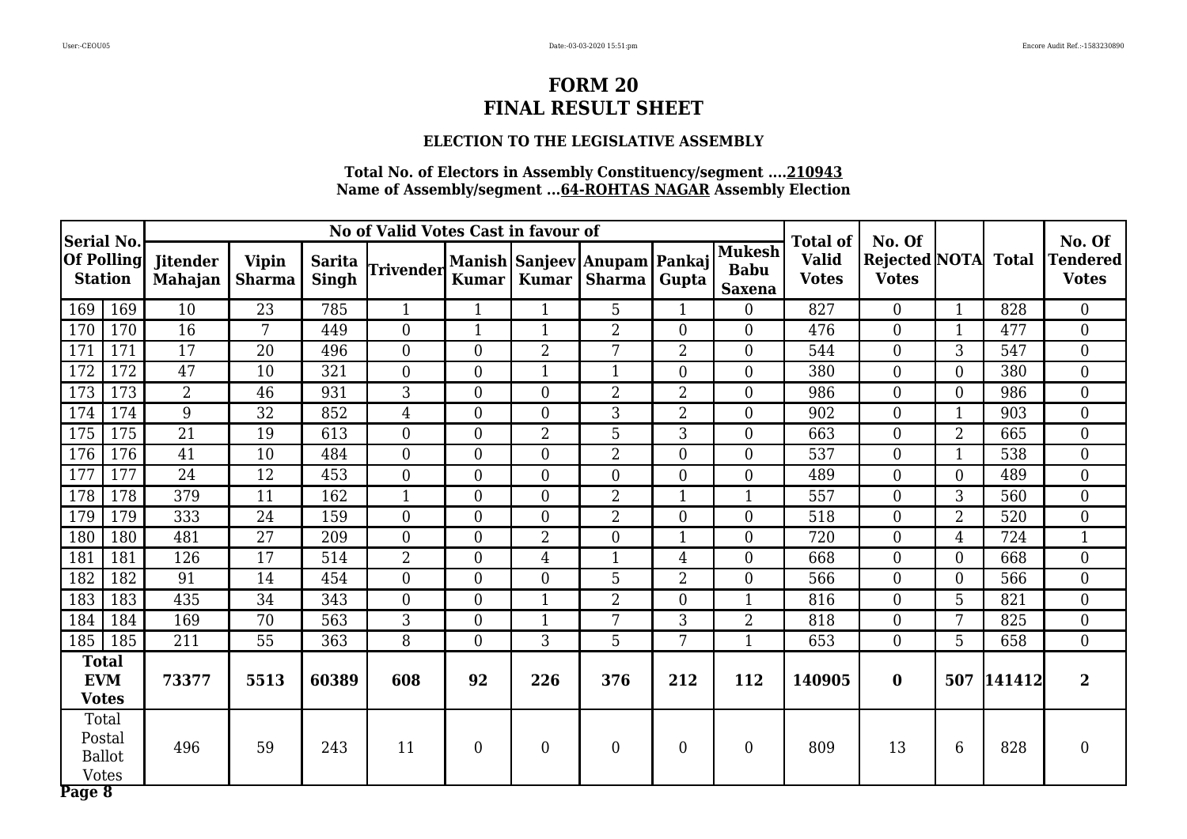# FORM 20
# FINAL RESULT SHEET

### ELECTION TO THE LEGISLATIVE ASSEMBLY

**Total No. of Electors in Assembly Constituency/segment ....210943**
**Name of Assembly/segment ...64-ROHTAS NAGAR Assembly Election**

| Serial No. Of Polling Station | | Jitender Mahajan | Vipin Sharma | Sarita Singh | Trivender | Manish Kumar | Sanjeev Kumar | Anupam Sharma | Pankaj Gupta | Mukesh Babu Saxena | Total of Valid Votes | No. Of Rejected Votes | NOTA | Total | No. Of Tendered Votes |
|---|---|---|---|---|---|---|---|---|---|---|---|---|---|---|---|
| | | No of Valid Votes Cast in favour of | | | | | | | | | | | | | |
| 169 | 169 | 10 | 23 | 785 | 1 | 1 | 1 | 5 | 1 | 0 | 827 | 0 | 1 | 828 | 0 |
| 170 | 170 | 16 | 7 | 449 | 0 | 1 | 1 | 2 | 0 | 0 | 476 | 0 | 1 | 477 | 0 |
| 171 | 171 | 17 | 20 | 496 | 0 | 0 | 2 | 7 | 2 | 0 | 544 | 0 | 3 | 547 | 0 |
| 172 | 172 | 47 | 10 | 321 | 0 | 0 | 1 | 1 | 0 | 0 | 380 | 0 | 0 | 380 | 0 |
| 173 | 173 | 2 | 46 | 931 | 3 | 0 | 0 | 2 | 2 | 0 | 986 | 0 | 0 | 986 | 0 |
| 174 | 174 | 9 | 32 | 852 | 4 | 0 | 0 | 3 | 2 | 0 | 902 | 0 | 1 | 903 | 0 |
| 175 | 175 | 21 | 19 | 613 | 0 | 0 | 2 | 5 | 3 | 0 | 663 | 0 | 2 | 665 | 0 |
| 176 | 176 | 41 | 10 | 484 | 0 | 0 | 0 | 2 | 0 | 0 | 537 | 0 | 1 | 538 | 0 |
| 177 | 177 | 24 | 12 | 453 | 0 | 0 | 0 | 0 | 0 | 0 | 489 | 0 | 0 | 489 | 0 |
| 178 | 178 | 379 | 11 | 162 | 1 | 0 | 0 | 2 | 1 | 1 | 557 | 0 | 3 | 560 | 0 |
| 179 | 179 | 333 | 24 | 159 | 0 | 0 | 0 | 2 | 0 | 0 | 518 | 0 | 2 | 520 | 0 |
| 180 | 180 | 481 | 27 | 209 | 0 | 0 | 2 | 0 | 1 | 0 | 720 | 0 | 4 | 724 | 1 |
| 181 | 181 | 126 | 17 | 514 | 2 | 0 | 4 | 1 | 4 | 0 | 668 | 0 | 0 | 668 | 0 |
| 182 | 182 | 91 | 14 | 454 | 0 | 0 | 0 | 5 | 2 | 0 | 566 | 0 | 0 | 566 | 0 |
| 183 | 183 | 435 | 34 | 343 | 0 | 0 | 1 | 2 | 0 | 1 | 816 | 0 | 5 | 821 | 0 |
| 184 | 184 | 169 | 70 | 563 | 3 | 0 | 1 | 7 | 3 | 2 | 818 | 0 | 7 | 825 | 0 |
| 185 | 185 | 211 | 55 | 363 | 8 | 0 | 3 | 5 | 7 | 1 | 653 | 0 | 5 | 658 | 0 |
| **Total EVM Votes** | | **73377** | **5513** | **60389** | **608** | **92** | **226** | **376** | **212** | **112** | **140905** | **0** | **507** | **141412** | **2** |
| Total Postal Ballot Votes | | 496 | 59 | 243 | 11 | 0 | 0 | 0 | 0 | 0 | 809 | 13 | 6 | 828 | 0 |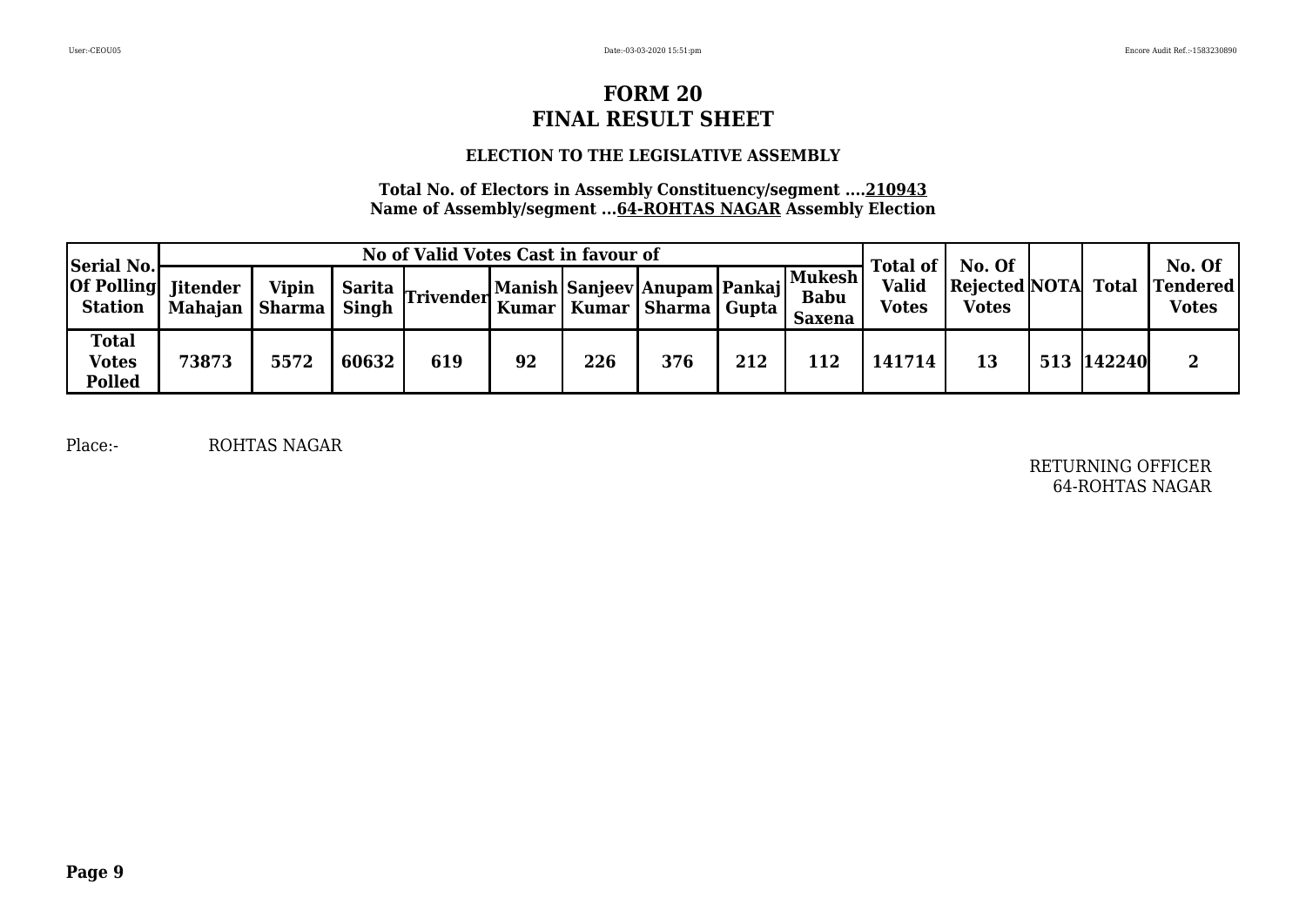# FORM 20
# FINAL RESULT SHEET

### ELECTION TO THE LEGISLATIVE ASSEMBLY

**Total No. of Electors in Assembly Constituency/segment ....210943**
**Name of Assembly/segment ...64-ROHTAS NAGAR Assembly Election**

| Serial No. Of Polling Station | No of Valid Votes Cast in favour of | | | | | | | | | Total of Valid Votes | No. Of Rejected Votes | NOTA | Total | No. Of Tendered Votes |
|---|---|---|---|---|---|---|---|---|---|---|---|---|---|---|
| | Jitender Mahajan | Vipin Sharma | Sarita Singh | Trivender | Manish Kumar | Sanjeev Kumar | Anupam Sharma | Pankaj Gupta | Mukesh Babu Saxena | | | | | |
| **Total Votes Polled** | 73873 | 5572 | 60632 | 619 | 92 | 226 | 376 | 212 | 112 | 141714 | 13 | 513 | 142240 | 2 |

Place:- ROHTAS NAGAR

RETURNING OFFICER
64-ROHTAS NAGAR